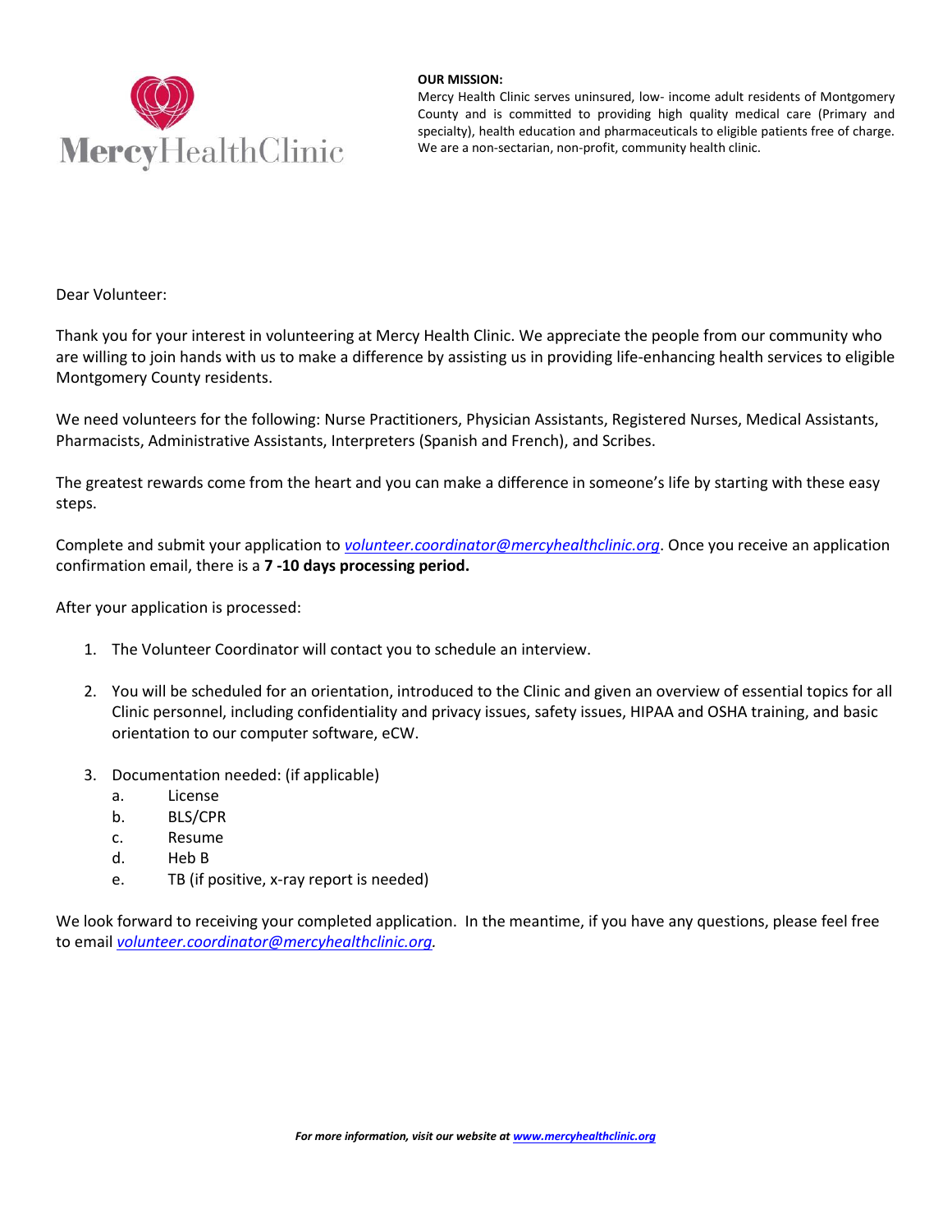MercyHealthClinic

**OUR MISSION:**
Mercy Health Clinic serves uninsured, low- income adult residents of Montgomery County and is committed to providing high quality medical care (Primary and specialty), health education and pharmaceuticals to eligible patients free of charge. We are a non-sectarian, non-profit, community health clinic.

Dear Volunteer:

Thank you for your interest in volunteering at Mercy Health Clinic. We appreciate the people from our community who are willing to join hands with us to make a difference by assisting us in providing life-enhancing health services to eligible Montgomery County residents.

We need volunteers for the following: Nurse Practitioners, Physician Assistants, Registered Nurses, Medical Assistants, Pharmacists, Administrative Assistants, Interpreters (Spanish and French), and Scribes.

The greatest rewards come from the heart and you can make a difference in someone's life by starting with these easy steps.

Complete and submit your application to *volunteer.coordinator@mercyhealthclinic.org*. Once you receive an application confirmation email, there is a **7 -10 days processing period.**

After your application is processed:

1. The Volunteer Coordinator will contact you to schedule an interview.

2. You will be scheduled for an orientation, introduced to the Clinic and given an overview of essential topics for all Clinic personnel, including confidentiality and privacy issues, safety issues, HIPAA and OSHA training, and basic orientation to our computer software, eCW.

3. Documentation needed: (if applicable)
   a. License
   b. BLS/CPR
   c. Resume
   d. Heb B
   e. TB (if positive, x-ray report is needed)

We look forward to receiving your completed application. In the meantime, if you have any questions, please feel free to email *volunteer.coordinator@mercyhealthclinic.org.*

***For more information, visit our website at www.mercyhealthclinic.org***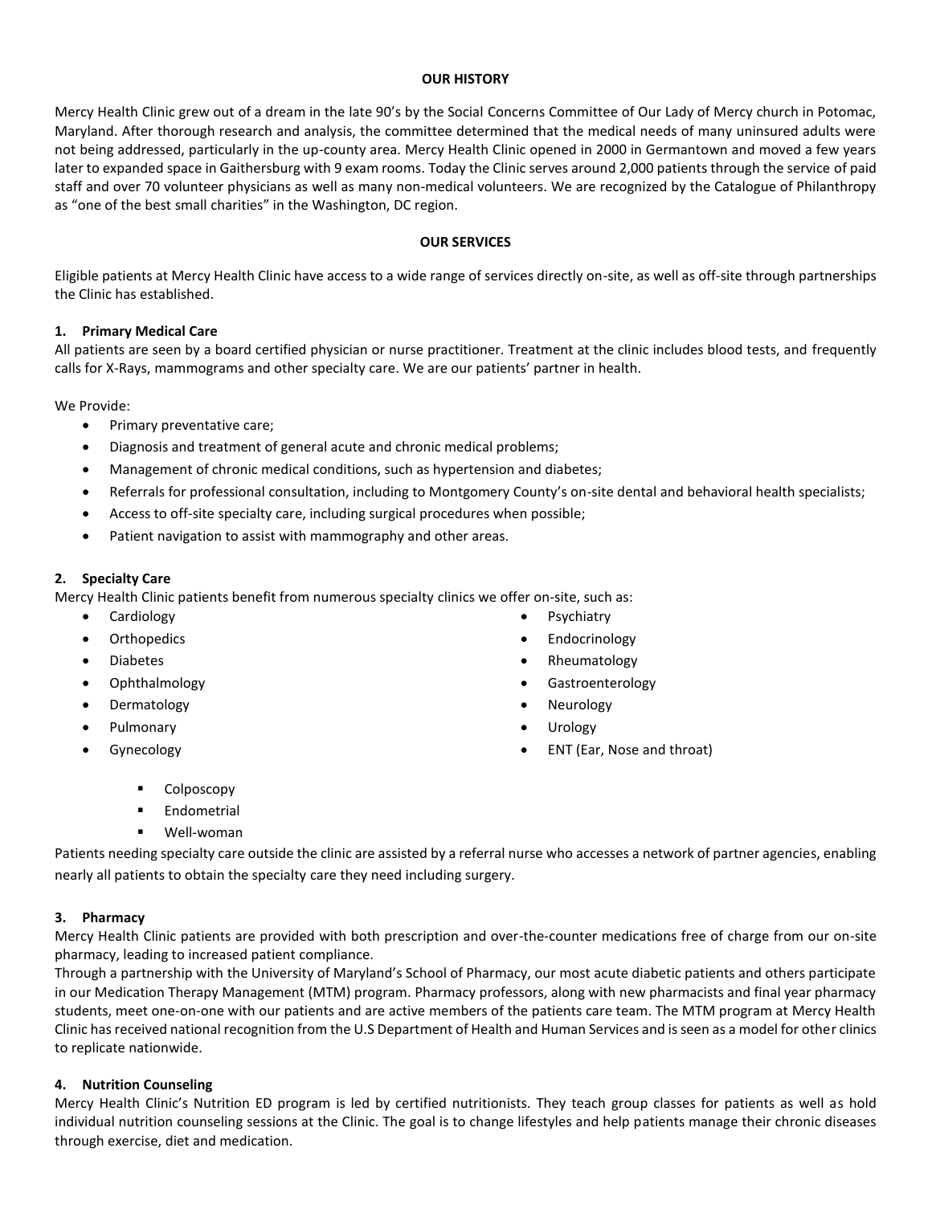## OUR HISTORY

Mercy Health Clinic grew out of a dream in the late 90's by the Social Concerns Committee of Our Lady of Mercy church in Potomac, Maryland. After thorough research and analysis, the committee determined that the medical needs of many uninsured adults were not being addressed, particularly in the up-county area. Mercy Health Clinic opened in 2000 in Germantown and moved a few years later to expanded space in Gaithersburg with 9 exam rooms. Today the Clinic serves around 2,000 patients through the service of paid staff and over 70 volunteer physicians as well as many non-medical volunteers. We are recognized by the Catalogue of Philanthropy as "one of the best small charities" in the Washington, DC region.

## OUR SERVICES

Eligible patients at Mercy Health Clinic have access to a wide range of services directly on-site, as well as off-site through partnerships the Clinic has established.

### 1. Primary Medical Care

All patients are seen by a board certified physician or nurse practitioner. Treatment at the clinic includes blood tests, and frequently calls for X-Rays, mammograms and other specialty care. We are our patients' partner in health.

We Provide:

- Primary preventative care;
- Diagnosis and treatment of general acute and chronic medical problems;
- Management of chronic medical conditions, such as hypertension and diabetes;
- Referrals for professional consultation, including to Montgomery County's on-site dental and behavioral health specialists;
- Access to off-site specialty care, including surgical procedures when possible;
- Patient navigation to assist with mammography and other areas.

### 2. Specialty Care

Mercy Health Clinic patients benefit from numerous specialty clinics we offer on-site, such as:

- Cardiology
- Orthopedics
- Diabetes
- Ophthalmology
- Dermatology
- Pulmonary
- Gynecology
  - Colposcopy
  - Endometrial
  - Well-woman
- Psychiatry
- Endocrinology
- Rheumatology
- Gastroenterology
- Neurology
- Urology
- ENT (Ear, Nose and throat)

Patients needing specialty care outside the clinic are assisted by a referral nurse who accesses a network of partner agencies, enabling nearly all patients to obtain the specialty care they need including surgery.

### 3. Pharmacy

Mercy Health Clinic patients are provided with both prescription and over-the-counter medications free of charge from our on-site pharmacy, leading to increased patient compliance.

Through a partnership with the University of Maryland's School of Pharmacy, our most acute diabetic patients and others participate in our Medication Therapy Management (MTM) program. Pharmacy professors, along with new pharmacists and final year pharmacy students, meet one-on-one with our patients and are active members of the patients care team. The MTM program at Mercy Health Clinic has received national recognition from the U.S Department of Health and Human Services and is seen as a model for other clinics to replicate nationwide.

### 4. Nutrition Counseling

Mercy Health Clinic's Nutrition ED program is led by certified nutritionists. They teach group classes for patients as well as hold individual nutrition counseling sessions at the Clinic. The goal is to change lifestyles and help patients manage their chronic diseases through exercise, diet and medication.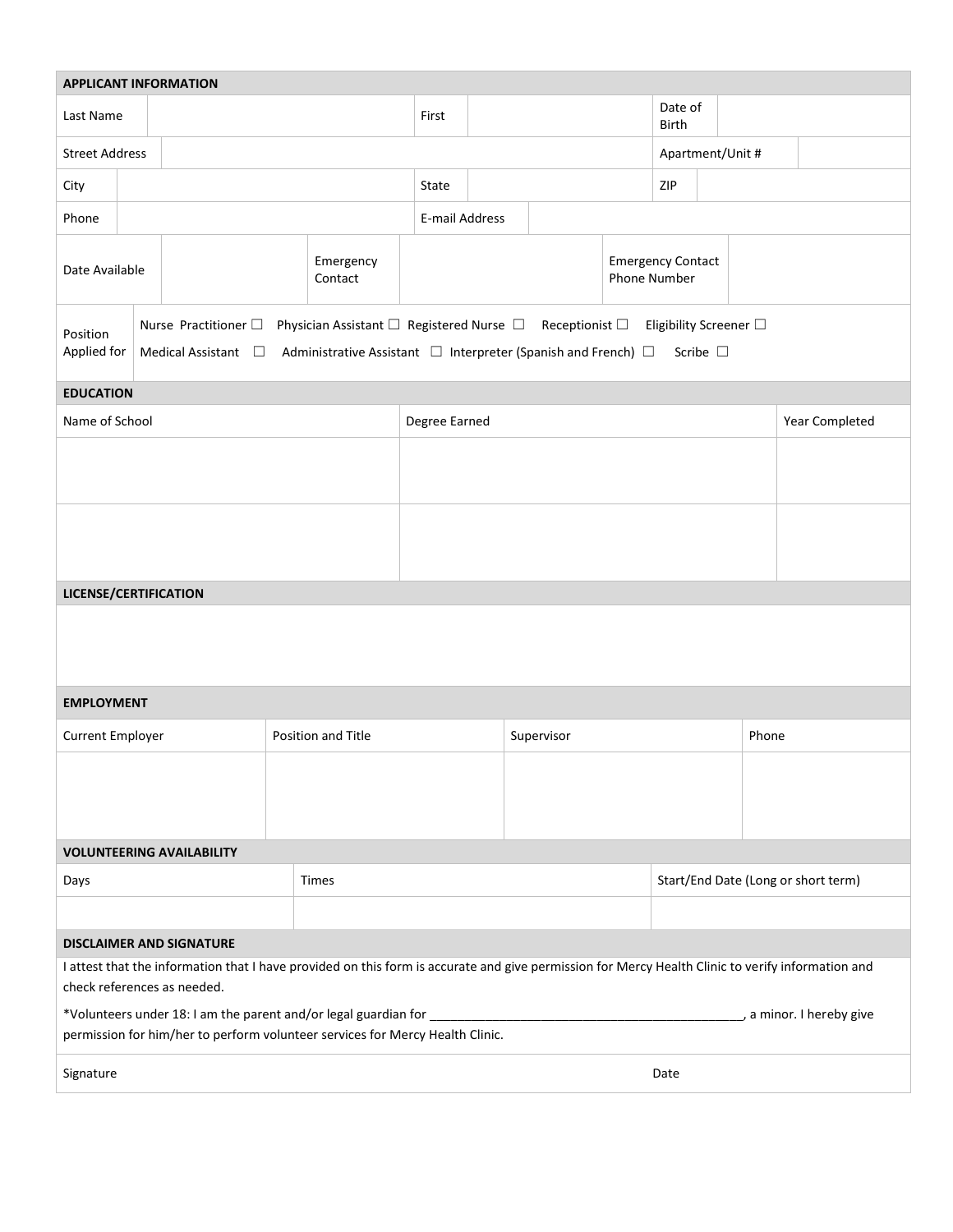## APPLICANT INFORMATION

| Last Name | | First | | Date of Birth | |
|---|---|---|---|---|---|
| Street Address | | | | Apartment/Unit # | |
| City | | State | | ZIP | |
| Phone | | E-mail Address | | | |
| Date Available | | Emergency Contact | | Emergency Contact Phone Number | |

Position Applied for: Nurse Practitioner ☐ Physician Assistant ☐ Registered Nurse ☐ Receptionist ☐ Eligibility Screener ☐ Medical Assistant ☐ Administrative Assistant ☐ Interpreter (Spanish and French) ☐ Scribe ☐

## EDUCATION

| Name of School | Degree Earned | Year Completed |
|---|---|---|
| | | |
| | | |

## LICENSE/CERTIFICATION

## EMPLOYMENT

| Current Employer | Position and Title | Supervisor | Phone |
|---|---|---|---|
| | | | |

## VOLUNTEERING AVAILABILITY

| Days | Times | Start/End Date (Long or short term) |
|---|---|---|
| | | |

## DISCLAIMER AND SIGNATURE

I attest that the information that I have provided on this form is accurate and give permission for Mercy Health Clinic to verify information and check references as needed.

*Volunteers under 18: I am the parent and/or legal guardian for ____________________________________________, a minor. I hereby give permission for him/her to perform volunteer services for Mercy Health Clinic.

| Signature | Date |
|---|---|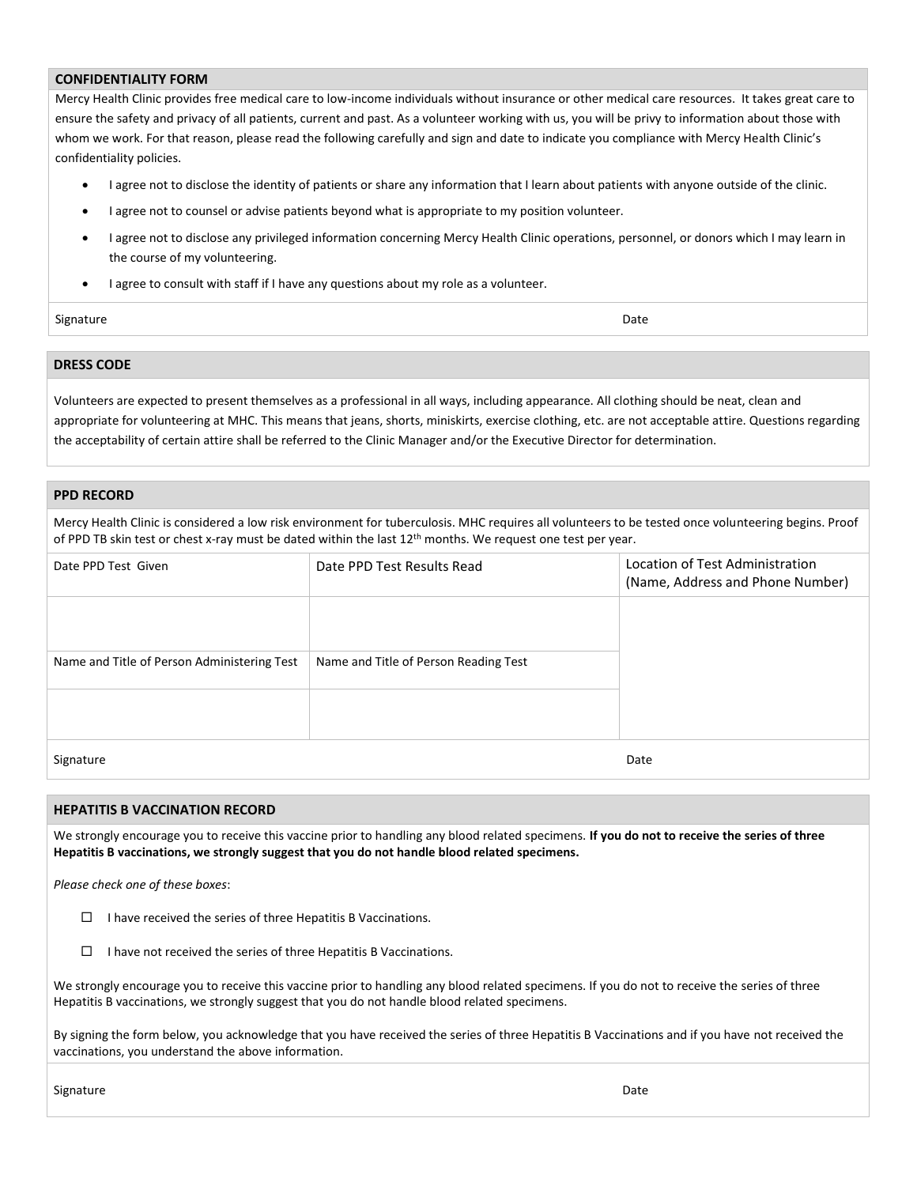## CONFIDENTIALITY FORM

Mercy Health Clinic provides free medical care to low-income individuals without insurance or other medical care resources. It takes great care to ensure the safety and privacy of all patients, current and past. As a volunteer working with us, you will be privy to information about those with whom we work. For that reason, please read the following carefully and sign and date to indicate you compliance with Mercy Health Clinic's confidentiality policies.

- I agree not to disclose the identity of patients or share any information that I learn about patients with anyone outside of the clinic.
- I agree not to counsel or advise patients beyond what is appropriate to my position volunteer.
- I agree not to disclose any privileged information concerning Mercy Health Clinic operations, personnel, or donors which I may learn in the course of my volunteering.
- I agree to consult with staff if I have any questions about my role as a volunteer.

| Signature | Date |
|---|---|

## DRESS CODE

Volunteers are expected to present themselves as a professional in all ways, including appearance. All clothing should be neat, clean and appropriate for volunteering at MHC. This means that jeans, shorts, miniskirts, exercise clothing, etc. are not acceptable attire. Questions regarding the acceptability of certain attire shall be referred to the Clinic Manager and/or the Executive Director for determination.

## PPD RECORD

Mercy Health Clinic is considered a low risk environment for tuberculosis. MHC requires all volunteers to be tested once volunteering begins. Proof of PPD TB skin test or chest x-ray must be dated within the last 12th months. We request one test per year.

| Date PPD Test Given | Date PPD Test Results Read | Location of Test Administration (Name, Address and Phone Number) |
|---|---|---|
| | | |
| Name and Title of Person Administering Test | Name and Title of Person Reading Test | |
| | | |

| Signature | Date |
|---|---|

## HEPATITIS B VACCINATION RECORD

We strongly encourage you to receive this vaccine prior to handling any blood related specimens. **If you do not to receive the series of three Hepatitis B vaccinations, we strongly suggest that you do not handle blood related specimens.**

*Please check one of these boxes*:

- ☐ I have received the series of three Hepatitis B Vaccinations.
- ☐ I have not received the series of three Hepatitis B Vaccinations.

We strongly encourage you to receive this vaccine prior to handling any blood related specimens. If you do not to receive the series of three Hepatitis B vaccinations, we strongly suggest that you do not handle blood related specimens.

By signing the form below, you acknowledge that you have received the series of three Hepatitis B Vaccinations and if you have not received the vaccinations, you understand the above information.

| Signature | Date |
|---|---|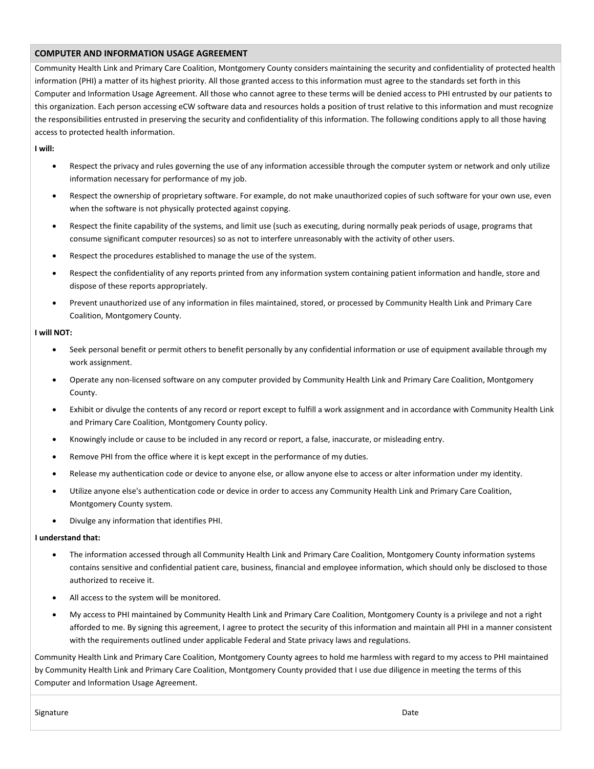## COMPUTER AND INFORMATION USAGE AGREEMENT

Community Health Link and Primary Care Coalition, Montgomery County considers maintaining the security and confidentiality of protected health information (PHI) a matter of its highest priority. All those granted access to this information must agree to the standards set forth in this Computer and Information Usage Agreement. All those who cannot agree to these terms will be denied access to PHI entrusted by our patients to this organization. Each person accessing eCW software data and resources holds a position of trust relative to this information and must recognize the responsibilities entrusted in preserving the security and confidentiality of this information. The following conditions apply to all those having access to protected health information.

**I will:**

- Respect the privacy and rules governing the use of any information accessible through the computer system or network and only utilize information necessary for performance of my job.
- Respect the ownership of proprietary software. For example, do not make unauthorized copies of such software for your own use, even when the software is not physically protected against copying.
- Respect the finite capability of the systems, and limit use (such as executing, during normally peak periods of usage, programs that consume significant computer resources) so as not to interfere unreasonably with the activity of other users.
- Respect the procedures established to manage the use of the system.
- Respect the confidentiality of any reports printed from any information system containing patient information and handle, store and dispose of these reports appropriately.
- Prevent unauthorized use of any information in files maintained, stored, or processed by Community Health Link and Primary Care Coalition, Montgomery County.

**I will NOT:**

- Seek personal benefit or permit others to benefit personally by any confidential information or use of equipment available through my work assignment.
- Operate any non-licensed software on any computer provided by Community Health Link and Primary Care Coalition, Montgomery County.
- Exhibit or divulge the contents of any record or report except to fulfill a work assignment and in accordance with Community Health Link and Primary Care Coalition, Montgomery County policy.
- Knowingly include or cause to be included in any record or report, a false, inaccurate, or misleading entry.
- Remove PHI from the office where it is kept except in the performance of my duties.
- Release my authentication code or device to anyone else, or allow anyone else to access or alter information under my identity.
- Utilize anyone else's authentication code or device in order to access any Community Health Link and Primary Care Coalition, Montgomery County system.
- Divulge any information that identifies PHI.

**I understand that:**

- The information accessed through all Community Health Link and Primary Care Coalition, Montgomery County information systems contains sensitive and confidential patient care, business, financial and employee information, which should only be disclosed to those authorized to receive it.
- All access to the system will be monitored.
- My access to PHI maintained by Community Health Link and Primary Care Coalition, Montgomery County is a privilege and not a right afforded to me. By signing this agreement, I agree to protect the security of this information and maintain all PHI in a manner consistent with the requirements outlined under applicable Federal and State privacy laws and regulations.

Community Health Link and Primary Care Coalition, Montgomery County agrees to hold me harmless with regard to my access to PHI maintained by Community Health Link and Primary Care Coalition, Montgomery County provided that I use due diligence in meeting the terms of this Computer and Information Usage Agreement.

Signature                                                                 Date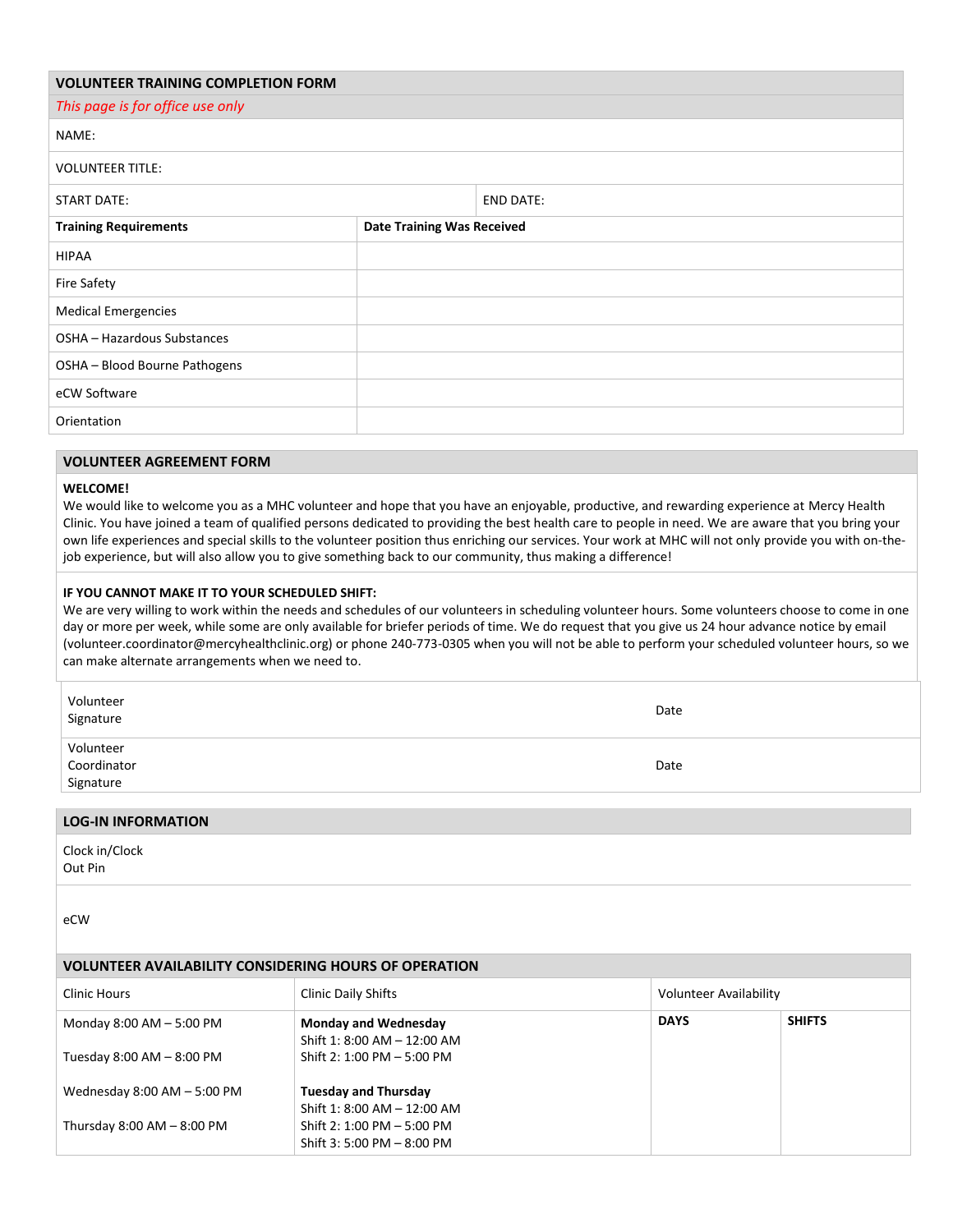## VOLUNTEER TRAINING COMPLETION FORM

*This page is for office use only*

NAME:

VOLUNTEER TITLE:

START DATE: END DATE:

| Training Requirements | Date Training Was Received |
|---|---|
| HIPAA | |
| Fire Safety | |
| Medical Emergencies | |
| OSHA – Hazardous Substances | |
| OSHA – Blood Bourne Pathogens | |
| eCW Software | |
| Orientation | |

## VOLUNTEER AGREEMENT FORM

**WELCOME!**

We would like to welcome you as a MHC volunteer and hope that you have an enjoyable, productive, and rewarding experience at Mercy Health Clinic. You have joined a team of qualified persons dedicated to providing the best health care to people in need. We are aware that you bring your own life experiences and special skills to the volunteer position thus enriching our services. Your work at MHC will not only provide you with on-the-job experience, but will also allow you to give something back to our community, thus making a difference!

**IF YOU CANNOT MAKE IT TO YOUR SCHEDULED SHIFT:**

We are very willing to work within the needs and schedules of our volunteers in scheduling volunteer hours. Some volunteers choose to come in one day or more per week, while some are only available for briefer periods of time. We do request that you give us 24 hour advance notice by email (volunteer.coordinator@mercyhealthclinic.org) or phone 240-773-0305 when you will not be able to perform your scheduled volunteer hours, so we can make alternate arrangements when we need to.

| | | | |
|---|---|---|---|
| Volunteer Signature | | Date | |
| Volunteer Coordinator Signature | | Date | |

## LOG-IN INFORMATION

Clock in/Clock Out Pin

eCW

## VOLUNTEER AVAILABILITY CONSIDERING HOURS OF OPERATION

| Clinic Hours | Clinic Daily Shifts | Volunteer Availability | |
|---|---|---|---|
| Monday 8:00 AM – 5:00 PM<br><br>Tuesday 8:00 AM – 8:00 PM<br><br>Wednesday 8:00 AM – 5:00 PM<br><br>Thursday 8:00 AM – 8:00 PM | **Monday and Wednesday**<br>Shift 1: 8:00 AM – 12:00 AM<br>Shift 2: 1:00 PM – 5:00 PM<br><br>**Tuesday and Thursday**<br>Shift 1: 8:00 AM – 12:00 AM<br>Shift 2: 1:00 PM – 5:00 PM<br>Shift 3: 5:00 PM – 8:00 PM | **DAYS** | **SHIFTS** |